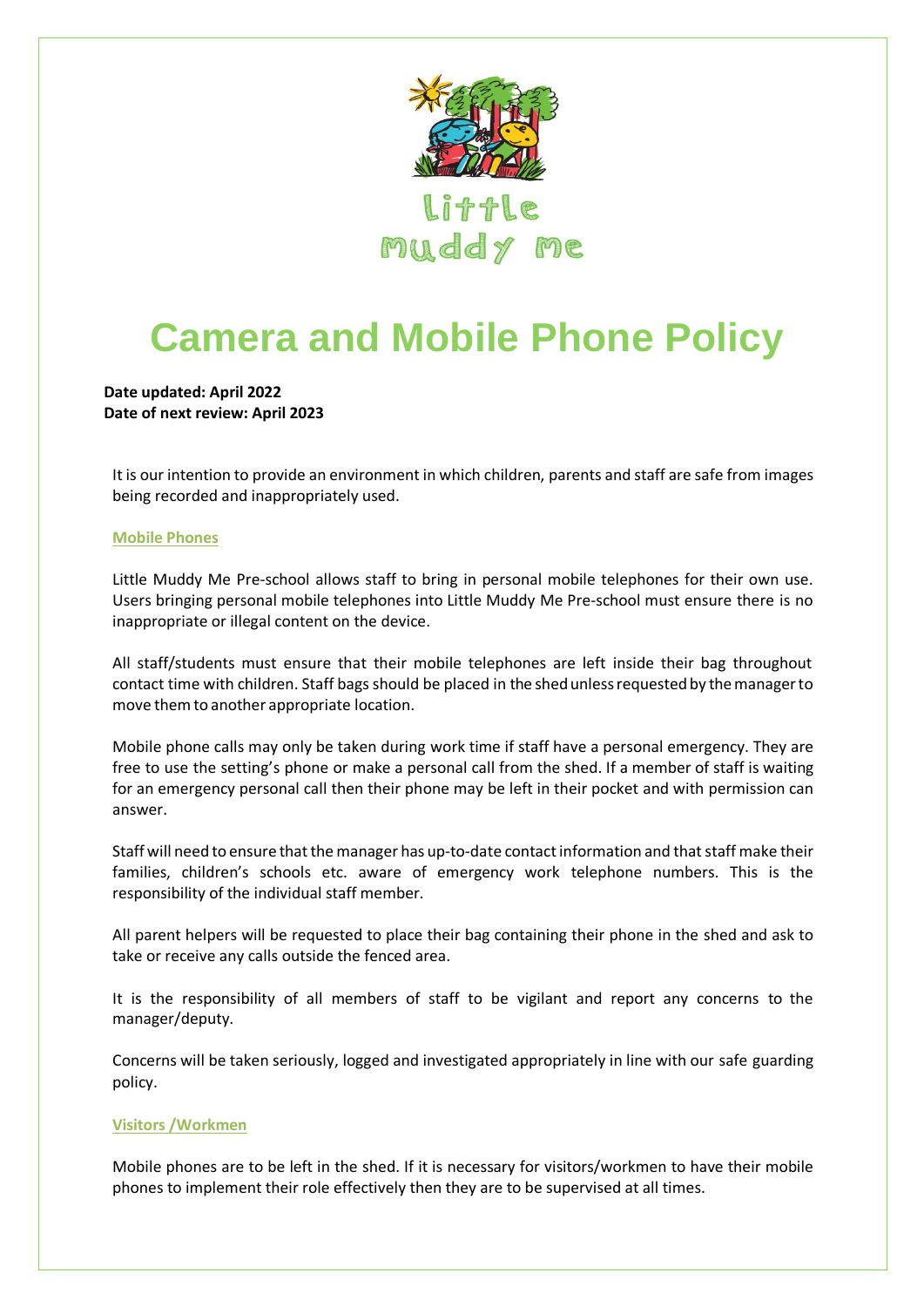Little Muddy Me

# Camera and Mobile Phone Policy

**Date updated: April 2022**
**Date of next review: April 2023**

It is our intention to provide an environment in which children, parents and staff are safe from images being recorded and inappropriately used.

## Mobile Phones

Little Muddy Me Pre-school allows staff to bring in personal mobile telephones for their own use. Users bringing personal mobile telephones into Little Muddy Me Pre-school must ensure there is no inappropriate or illegal content on the device.

All staff/students must ensure that their mobile telephones are left inside their bag throughout contact time with children. Staff bags should be placed in the shed unless requested by the manager to move them to another appropriate location.

Mobile phone calls may only be taken during work time if staff have a personal emergency. They are free to use the setting's phone or make a personal call from the shed. If a member of staff is waiting for an emergency personal call then their phone may be left in their pocket and with permission can answer.

Staff will need to ensure that the manager has up-to-date contact information and that staff make their families, children's schools etc. aware of emergency work telephone numbers. This is the responsibility of the individual staff member.

All parent helpers will be requested to place their bag containing their phone in the shed and ask to take or receive any calls outside the fenced area.

It is the responsibility of all members of staff to be vigilant and report any concerns to the manager/deputy.

Concerns will be taken seriously, logged and investigated appropriately in line with our safe guarding policy.

## Visitors /Workmen

Mobile phones are to be left in the shed. If it is necessary for visitors/workmen to have their mobile phones to implement their role effectively then they are to be supervised at all times.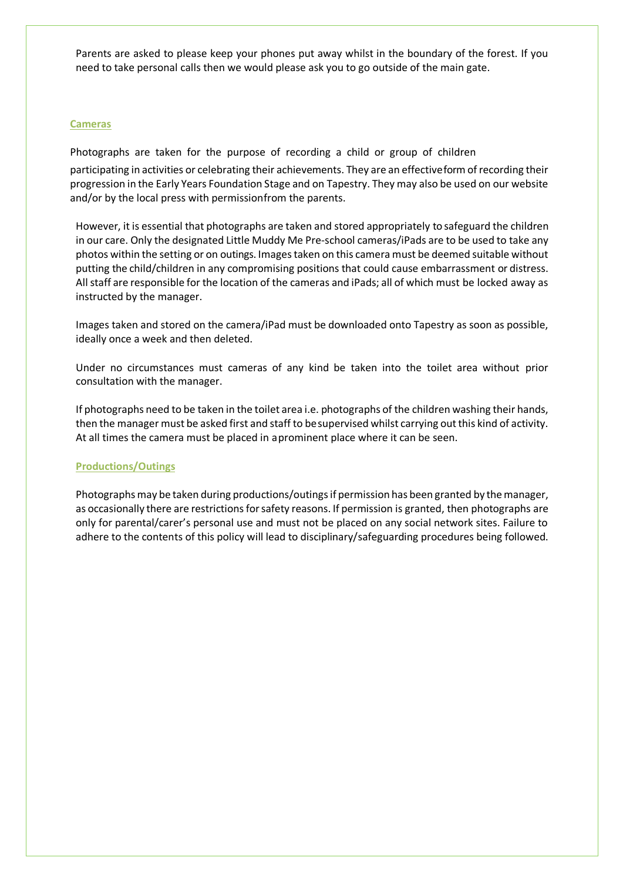Parents are asked to please keep your phones put away whilst in the boundary of the forest. If you need to take personal calls then we would please ask you to go outside of the main gate.

## Cameras

Photographs are taken for the purpose of recording a child or group of children participating in activities or celebrating their achievements. They are an effective form of recording their progression in the Early Years Foundation Stage and on Tapestry. They may also be used on our website and/or by the local press with permission from the parents.

However, it is essential that photographs are taken and stored appropriately to safeguard the children in our care. Only the designated Little Muddy Me Pre-school cameras/iPads are to be used to take any photos within the setting or on outings. Images taken on this camera must be deemed suitable without putting the child/children in any compromising positions that could cause embarrassment or distress. All staff are responsible for the location of the cameras and iPads; all of which must be locked away as instructed by the manager.

Images taken and stored on the camera/iPad must be downloaded onto Tapestry as soon as possible, ideally once a week and then deleted.

Under no circumstances must cameras of any kind be taken into the toilet area without prior consultation with the manager.

If photographs need to be taken in the toilet area i.e. photographs of the children washing their hands, then the manager must be asked first and staff to be supervised whilst carrying out this kind of activity. At all times the camera must be placed in a prominent place where it can be seen.

## Productions/Outings

Photographs may be taken during productions/outings if permission has been granted by the manager, as occasionally there are restrictions for safety reasons. If permission is granted, then photographs are only for parental/carer's personal use and must not be placed on any social network sites. Failure to adhere to the contents of this policy will lead to disciplinary/safeguarding procedures being followed.